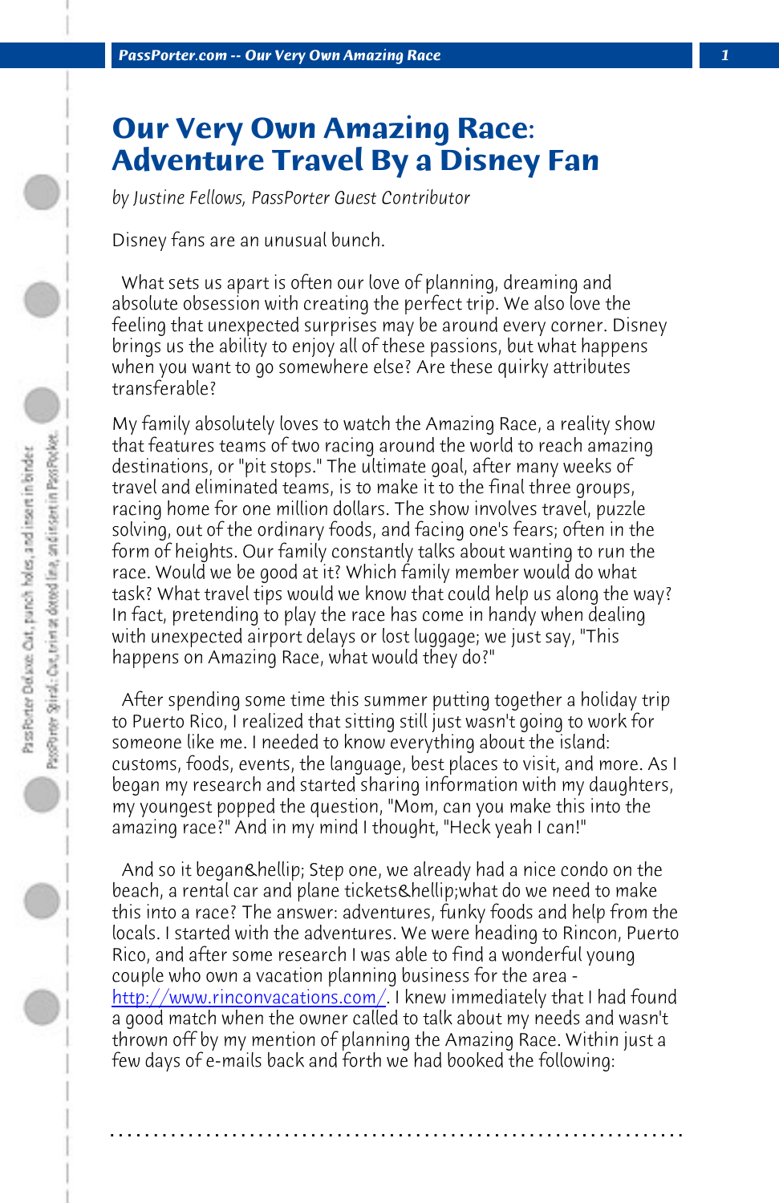# Our Very Own Amazing Race: Adventure Travel By a Disney Fan

*by Justine Fellows, PassPorter Guest Contributor*

Disney fans are an unusual bunch.

What sets us apart is often our love of planning, dreaming and absolute obsession with creating the perfect trip. We also love the feeling that unexpected surprises may be around every corner. Disney brings us the ability to enjoy all of these passions, but what happens when you want to go somewhere else? Are these quirky attributes transferable?

My family absolutely loves to watch the Amazing Race, a reality show that features teams of two racing around the world to reach amazing destinations, or "pit stops." The ultimate goal, after many weeks of travel and eliminated teams, is to make it to the final three groups, racing home for one million dollars. The show involves travel, puzzle solving, out of the ordinary foods, and facing one's fears; often in the form of heights. Our family constantly talks about wanting to run the race. Would we be good at it? Which family member would do what task? What travel tips would we know that could help us along the way? In fact, pretending to play the race has come in handy when dealing with unexpected airport delays or lost luggage; we just say, "This happens on Amazing Race, what would they do?"

After spending some time this summer putting together a holiday trip to Puerto Rico, I realized that sitting still just wasn't going to work for someone like me. I needed to know everything about the island: customs, foods, events, the language, best places to visit, and more. As I began my research and started sharing information with my daughters, my youngest popped the question, "Mom, can you make this into the amazing race?" And in my mind I thought, "Heck yeah I can!"

And so it began&hellip; Step one, we already had a nice condo on the beach, a rental car and plane tickets&hellip;what do we need to make this into a race? The answer: adventures, funky foods and help from the locals. I started with the adventures. We were heading to Rincon, Puerto Rico, and after some research I was able to find a wonderful young couple who own a vacation planning business for the area - http://www.rinconvacations.com/. I knew immediately that I had found a good match when the owner called to talk about my needs and wasn't thrown off by my mention of planning the Amazing Race. Within just a few days of e-mails back and forth we had booked the following: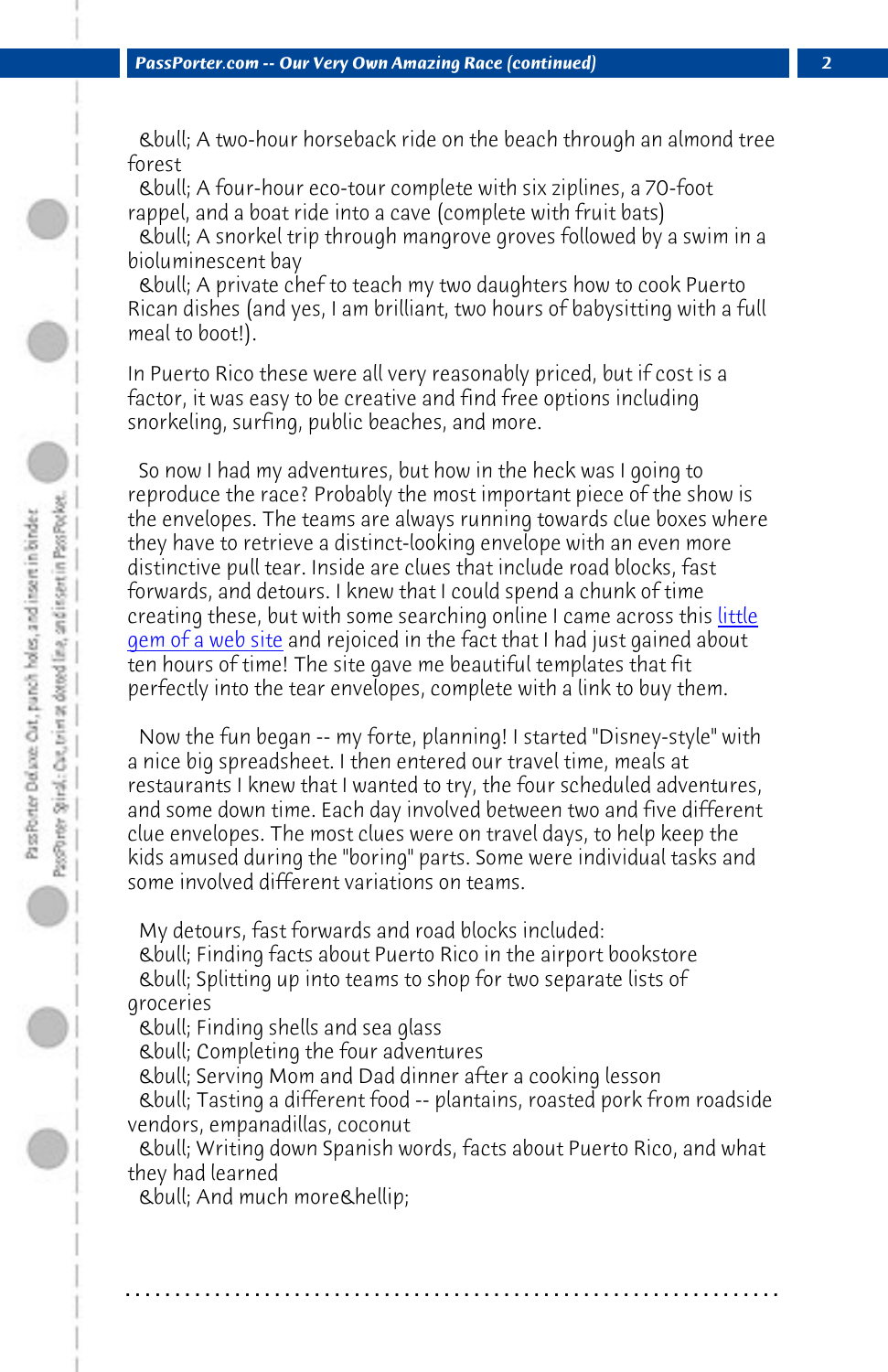&bull; A two-hour horseback ride on the beach through an almond tree forest
&bull; A four-hour eco-tour complete with six ziplines, a 70-foot rappel, and a boat ride into a cave (complete with fruit bats)
&bull; A snorkel trip through mangrove groves followed by a swim in a bioluminescent bay
&bull; A private chef to teach my two daughters how to cook Puerto Rican dishes (and yes, I am brilliant, two hours of babysitting with a full meal to boot!).

In Puerto Rico these were all very reasonably priced, but if cost is a factor, it was easy to be creative and find free options including snorkeling, surfing, public beaches, and more.

So now I had my adventures, but how in the heck was I going to reproduce the race? Probably the most important piece of the show is the envelopes. The teams are always running towards clue boxes where they have to retrieve a distinct-looking envelope with an even more distinctive pull tear. Inside are clues that include road blocks, fast forwards, and detours. I knew that I could spend a chunk of time creating these, but with some searching online I came across this little gem of a web site and rejoiced in the fact that I had just gained about ten hours of time! The site gave me beautiful templates that fit perfectly into the tear envelopes, complete with a link to buy them.

Now the fun began -- my forte, planning! I started "Disney-style" with a nice big spreadsheet. I then entered our travel time, meals at restaurants I knew that I wanted to try, the four scheduled adventures, and some down time. Each day involved between two and five different clue envelopes. The most clues were on travel days, to help keep the kids amused during the "boring" parts. Some were individual tasks and some involved different variations on teams.

My detours, fast forwards and road blocks included:
&bull; Finding facts about Puerto Rico in the airport bookstore
&bull; Splitting up into teams to shop for two separate lists of groceries
&bull; Finding shells and sea glass
&bull; Completing the four adventures
&bull; Serving Mom and Dad dinner after a cooking lesson
&bull; Tasting a different food -- plantains, roasted pork from roadside vendors, empanadillas, coconut
&bull; Writing down Spanish words, facts about Puerto Rico, and what they had learned
&bull; And much more&hellip;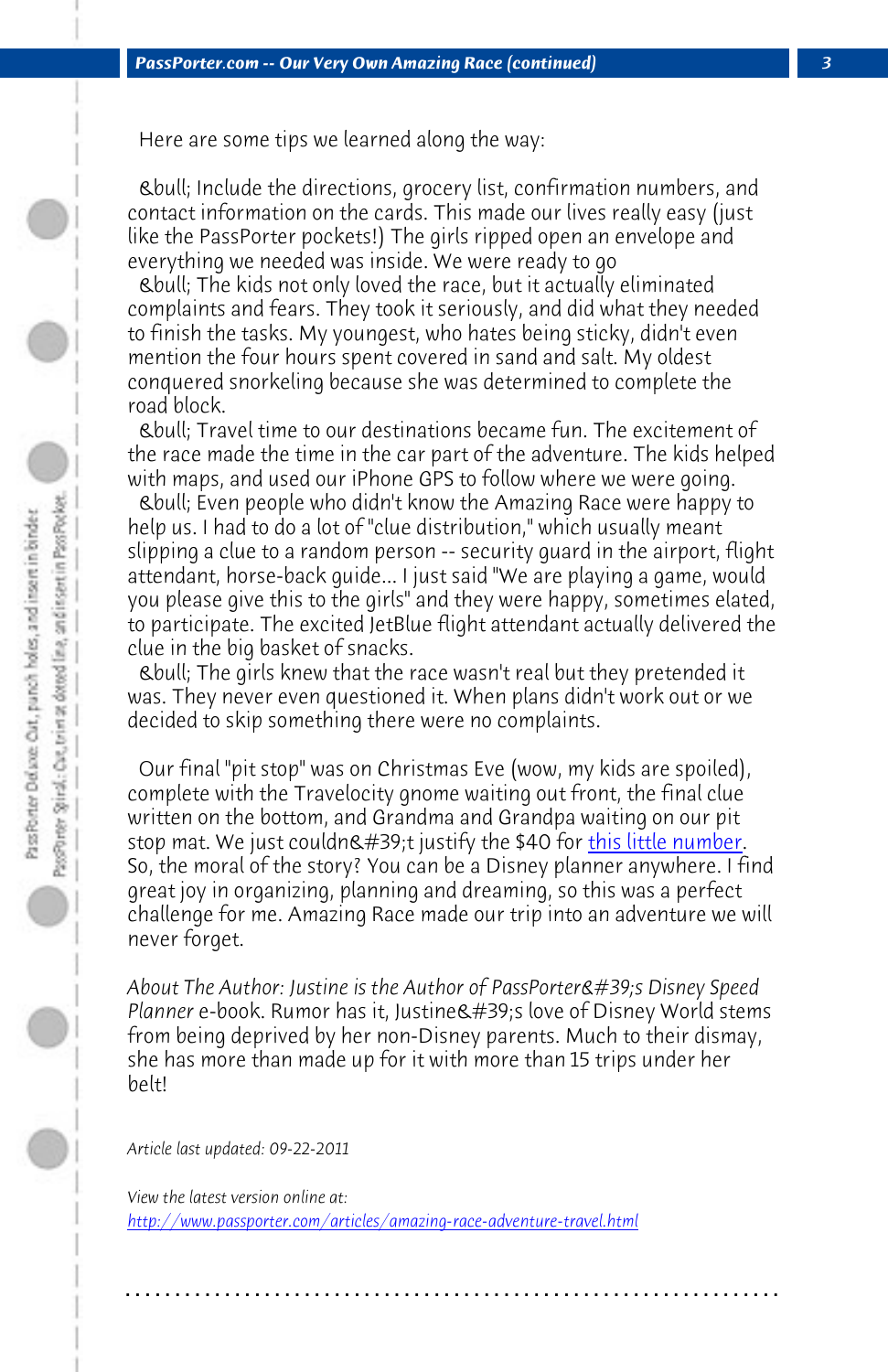Here are some tips we learned along the way:

&bull; Include the directions, grocery list, confirmation numbers, and contact information on the cards. This made our lives really easy (just like the PassPorter pockets!) The girls ripped open an envelope and everything we needed was inside. We were ready to go

&bull; The kids not only loved the race, but it actually eliminated complaints and fears. They took it seriously, and did what they needed to finish the tasks. My youngest, who hates being sticky, didn't even mention the four hours spent covered in sand and salt. My oldest conquered snorkeling because she was determined to complete the road block.

&bull; Travel time to our destinations became fun. The excitement of the race made the time in the car part of the adventure. The kids helped with maps, and used our iPhone GPS to follow where we were going.

&bull; Even people who didn't know the Amazing Race were happy to help us. I had to do a lot of "clue distribution," which usually meant slipping a clue to a random person -- security guard in the airport, flight attendant, horse-back guide... I just said "We are playing a game, would you please give this to the girls" and they were happy, sometimes elated, to participate. The excited JetBlue flight attendant actually delivered the clue in the big basket of snacks.

&bull; The girls knew that the race wasn't real but they pretended it was. They never even questioned it. When plans didn't work out or we decided to skip something there were no complaints.

Our final "pit stop" was on Christmas Eve (wow, my kids are spoiled), complete with the Travelocity gnome waiting out front, the final clue written on the bottom, and Grandma and Grandpa waiting on our pit stop mat. We just couldn&#39;t justify the $40 for this little number. So, the moral of the story? You can be a Disney planner anywhere. I find great joy in organizing, planning and dreaming, so this was a perfect challenge for me. Amazing Race made our trip into an adventure we will never forget.

*About The Author: Justine is the Author of PassPorter&#39;s Disney Speed Planner e-book. Rumor has it, Justine&#39;s love of Disney World stems from being deprived by her non-Disney parents. Much to their dismay, she has more than made up for it with more than 15 trips under her belt!*

*Article last updated: 09-22-2011*

*View the latest version online at:*
http://www.passporter.com/articles/amazing-race-adventure-travel.html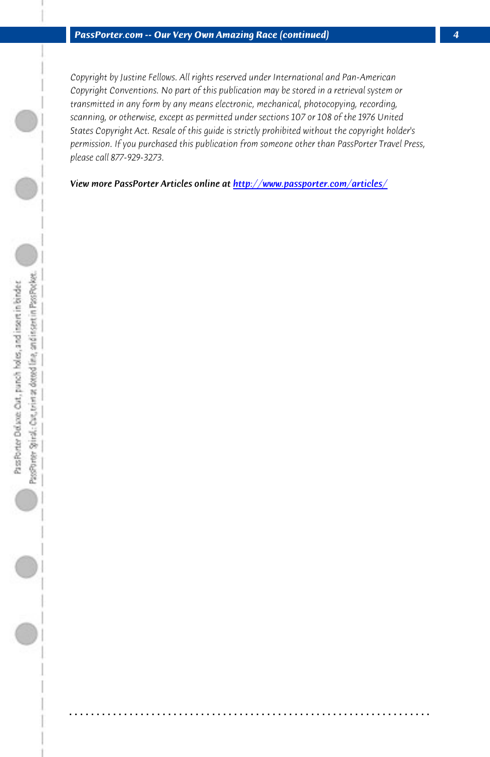*Copyright by Justine Fellows. All rights reserved under International and Pan-American Copyright Conventions. No part of this publication may be stored in a retrieval system or transmitted in any form by any means electronic, mechanical, photocopying, recording, scanning, or otherwise, except as permitted under sections 107 or 108 of the 1976 United States Copyright Act. Resale of this guide is strictly prohibited without the copyright holder's permission. If you purchased this publication from someone other than PassPorter Travel Press, please call 877-929-3273.*

***View more PassPorter Articles online at [http://www.passporter.com/articles/](http://www.passporter.com/articles/)***